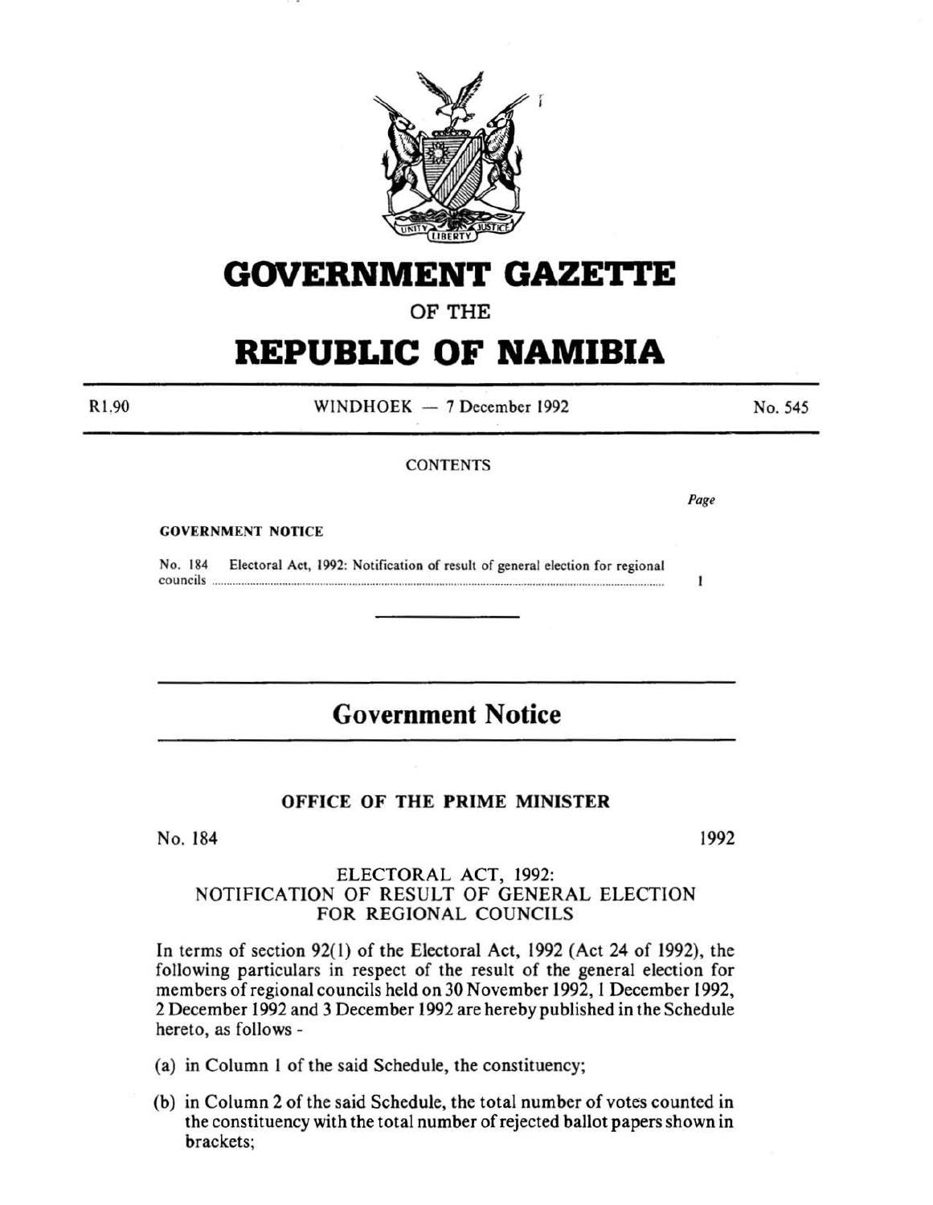# GOVERNMENT GAZETTE

OF THE

# REPUBLIC OF NAMIBIA

R1.90 WINDHOEK — 7 December 1992 No. 545

CONTENTS

| | Page |
|---|---|
| **GOVERNMENT NOTICE** | |
| No. 184 Electoral Act, 1992: Notification of result of general election for regional councils | 1 |

## Government Notice

### OFFICE OF THE PRIME MINISTER

No. 184 1992

ELECTORAL ACT, 1992:
NOTIFICATION OF RESULT OF GENERAL ELECTION
FOR REGIONAL COUNCILS

In terms of section 92(1) of the Electoral Act, 1992 (Act 24 of 1992), the following particulars in respect of the result of the general election for members of regional councils held on 30 November 1992, 1 December 1992, 2 December 1992 and 3 December 1992 are hereby published in the Schedule hereto, as follows -

(a) in Column 1 of the said Schedule, the constituency;

(b) in Column 2 of the said Schedule, the total number of votes counted in the constituency with the total number of rejected ballot papers shown in brackets;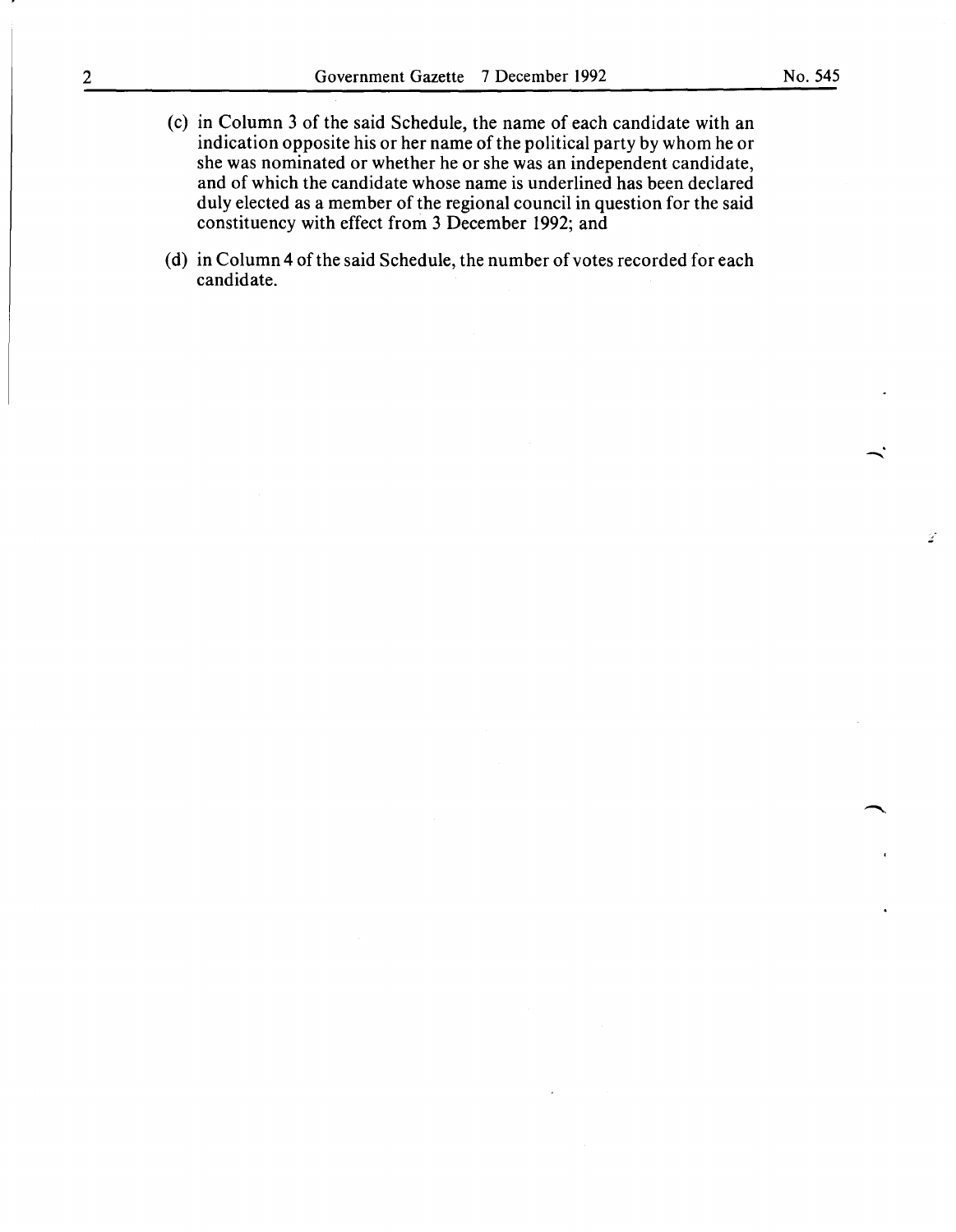(c) in Column 3 of the said Schedule, the name of each candidate with an indication opposite his or her name of the political party by whom he or she was nominated or whether he or she was an independent candidate, and of which the candidate whose name is underlined has been declared duly elected as a member of the regional council in question for the said constituency with effect from 3 December 1992; and

(d) in Column 4 of the said Schedule, the number of votes recorded for each candidate.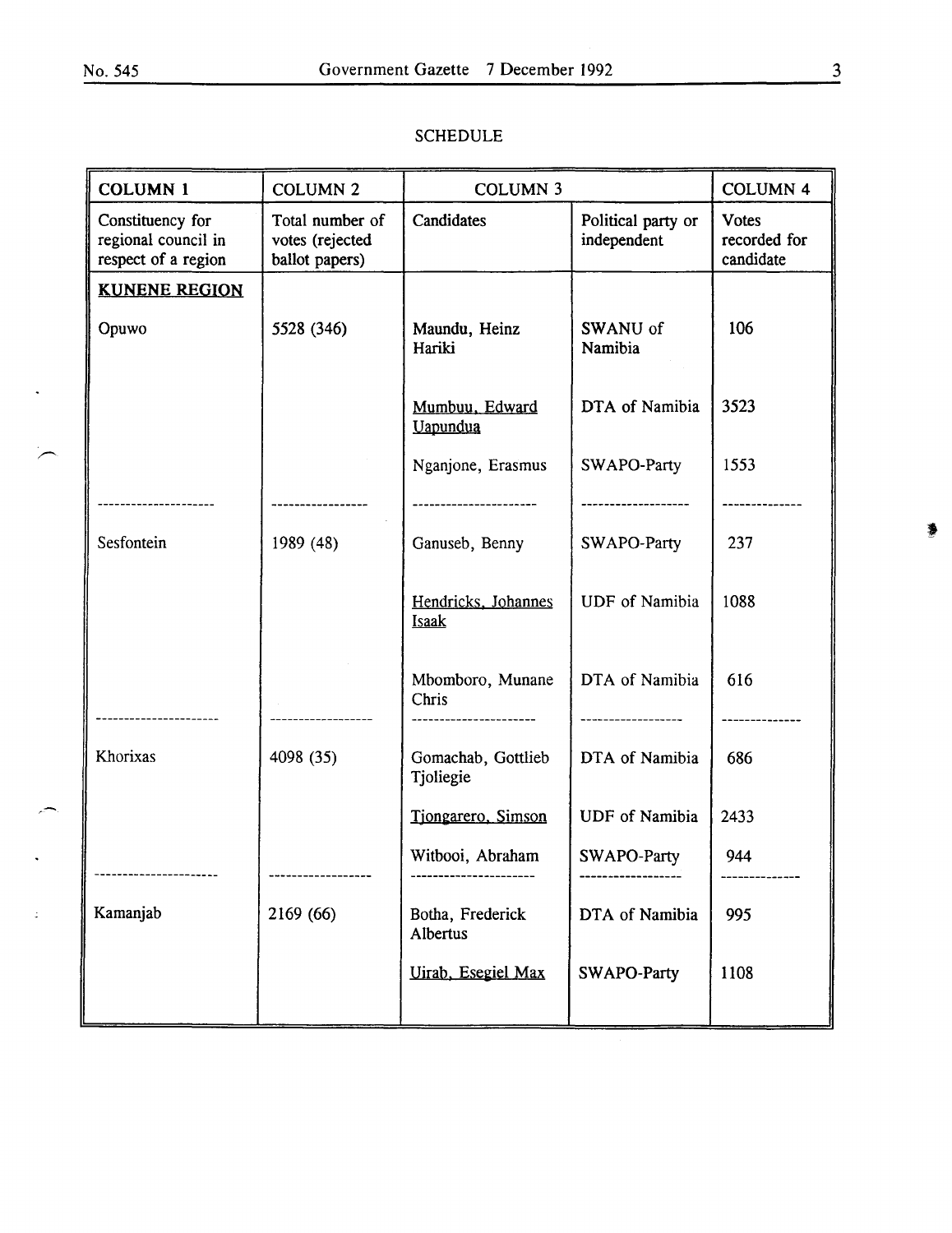SCHEDULE

| COLUMN 1 | COLUMN 2 | COLUMN 3 | | COLUMN 4 |
|---|---|---|---|---|
| Constituency for regional council in respect of a region | Total number of votes (rejected ballot papers) | Candidates | Political party or independent | Votes recorded for candidate |
| **KUNENE REGION** | | | | |
| Opuwo | 5528 (346) | Maundu, Heinz Hariki | SWANU of Namibia | 106 |
| | | Mumbuu, Edward Uapundua | DTA of Namibia | 3523 |
| | | Nganjone, Erasmus | SWAPO-Party | 1553 |
| Sesfontein | 1989 (48) | Ganuseb, Benny | SWAPO-Party | 237 |
| | | Hendricks, Johannes Isaak | UDF of Namibia | 1088 |
| | | Mbomboro, Munane Chris | DTA of Namibia | 616 |
| Khorixas | 4098 (35) | Gomachab, Gottlieb Tjoliegie | DTA of Namibia | 686 |
| | | Tjongarero, Simson | UDF of Namibia | 2433 |
| | | Witbooi, Abraham | SWAPO-Party | 944 |
| Kamanjab | 2169 (66) | Botha, Frederick Albertus | DTA of Namibia | 995 |
| | | Uirab, Esegiel Max | SWAPO-Party | 1108 |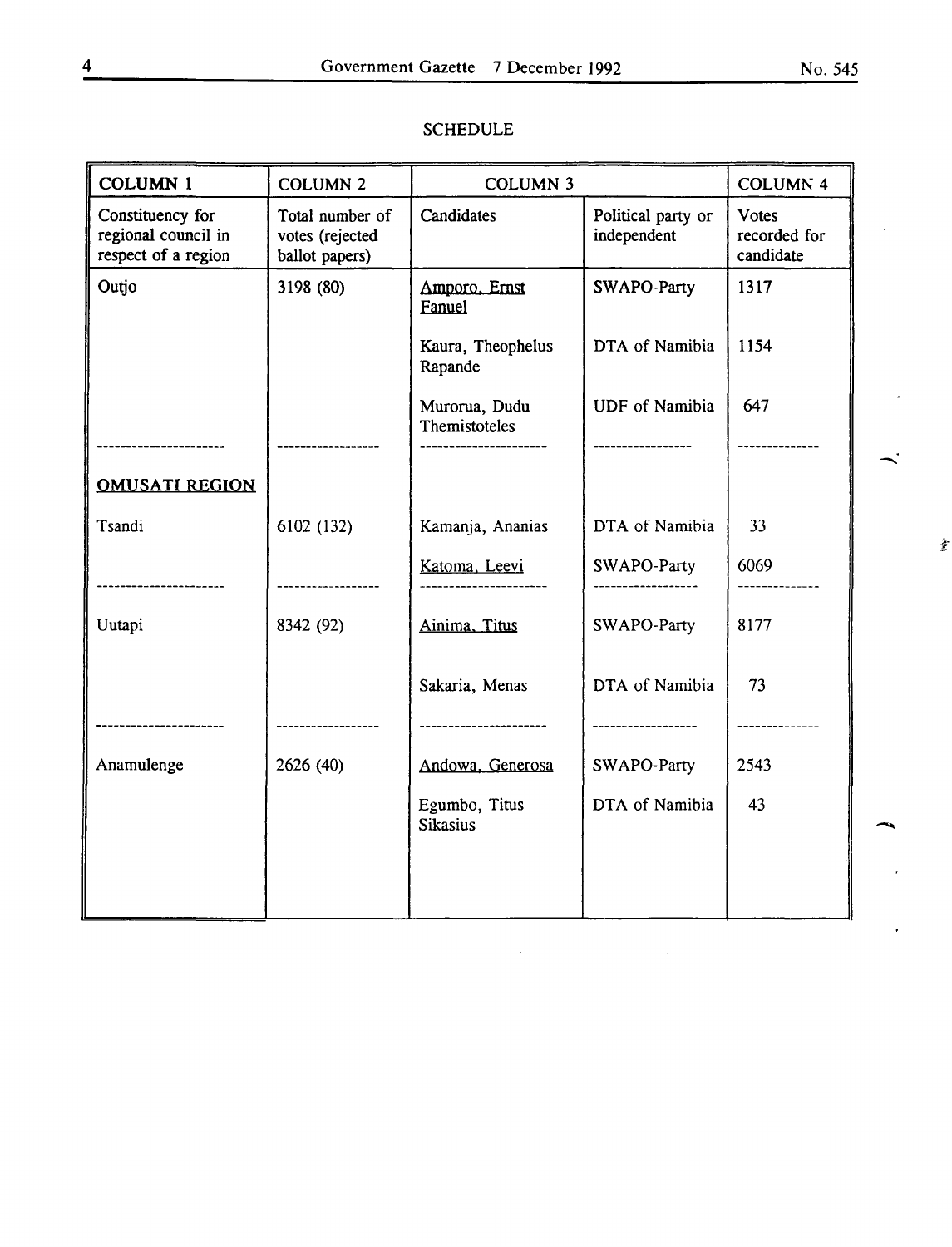SCHEDULE

| COLUMN 1 | COLUMN 2 | COLUMN 3 | | COLUMN 4 |
|---|---|---|---|---|
| Constituency for regional council in respect of a region | Total number of votes (rejected ballot papers) | Candidates | Political party or independent | Votes recorded for candidate |
| Outjo | 3198 (80) | Amporo, Ernst Fanuel | SWAPO-Party | 1317 |
| | | Kaura, Theophelus Rapande | DTA of Namibia | 1154 |
| | | Murorua, Dudu Themistoteles | UDF of Namibia | 647 |
| **OMUSATI REGION** | | | | |
| Tsandi | 6102 (132) | Kamanja, Ananias | DTA of Namibia | 33 |
| | | Katoma, Leevi | SWAPO-Party | 6069 |
| Uutapi | 8342 (92) | Ainima, Titus | SWAPO-Party | 8177 |
| | | Sakaria, Menas | DTA of Namibia | 73 |
| Anamulenge | 2626 (40) | Andowa, Generosa | SWAPO-Party | 2543 |
| | | Egumbo, Titus Sikasius | DTA of Namibia | 43 |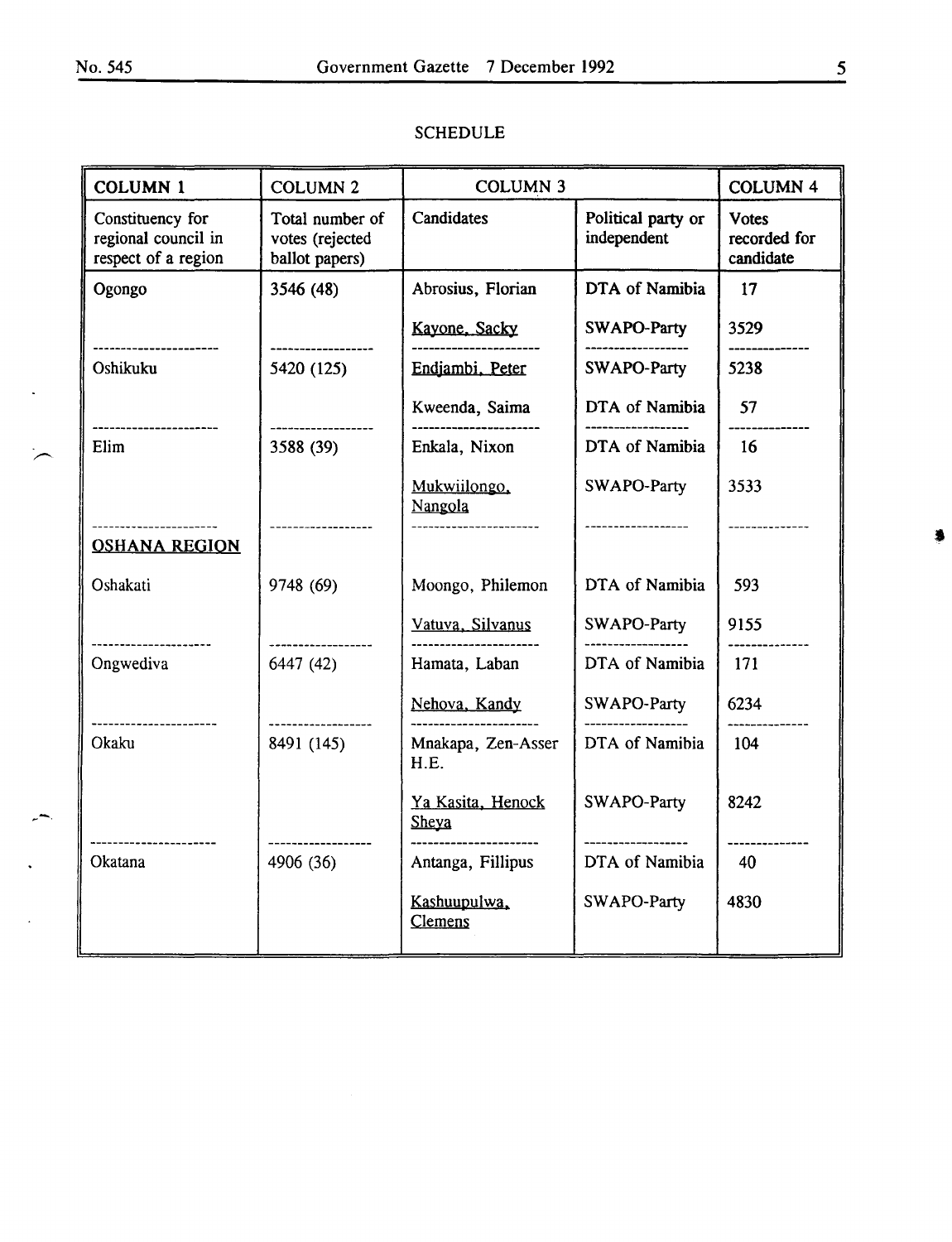SCHEDULE

| COLUMN 1 | COLUMN 2 | COLUMN 3 | | COLUMN 4 |
|---|---|---|---|---|
| Constituency for regional council in respect of a region | Total number of votes (rejected ballot papers) | Candidates | Political party or independent | Votes recorded for candidate |
| Ogongo | 3546 (48) | Abrosius, Florian | DTA of Namibia | 17 |
| | | Kayone, Sacky | SWAPO-Party | 3529 |
| Oshikuku | 5420 (125) | Endjambi, Peter | SWAPO-Party | 5238 |
| | | Kweenda, Saima | DTA of Namibia | 57 |
| Elim | 3588 (39) | Enkala, Nixon | DTA of Namibia | 16 |
| | | Mukwiilongo, Nangola | SWAPO-Party | 3533 |
| **OSHANA REGION** | | | | |
| Oshakati | 9748 (69) | Moongo, Philemon | DTA of Namibia | 593 |
| | | Vatuva, Silvanus | SWAPO-Party | 9155 |
| Ongwediva | 6447 (42) | Hamata, Laban | DTA of Namibia | 171 |
| | | Nehova, Kandy | SWAPO-Party | 6234 |
| Okaku | 8491 (145) | Mnakapa, Zen-Asser H.E. | DTA of Namibia | 104 |
| | | Ya Kasita, Henock Sheya | SWAPO-Party | 8242 |
| Okatana | 4906 (36) | Antanga, Fillipus | DTA of Namibia | 40 |
| | | Kashuupulwa, Clemens | SWAPO-Party | 4830 |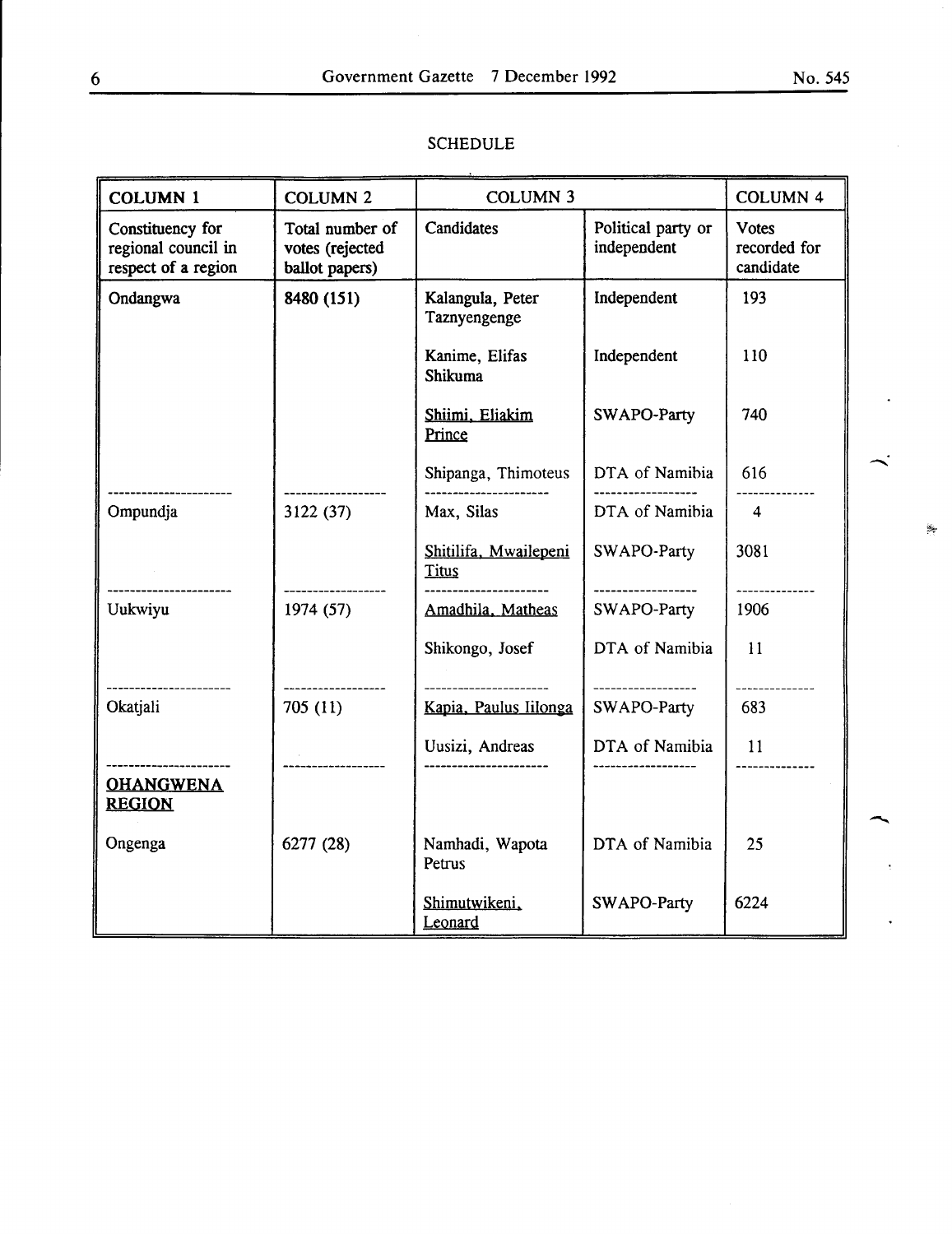SCHEDULE

| COLUMN 1 | COLUMN 2 | COLUMN 3 | | COLUMN 4 |
|---|---|---|---|---|
| Constituency for regional council in respect of a region | Total number of votes (rejected ballot papers) | Candidates | Political party or independent | Votes recorded for candidate |
| **Ondangwa** | **8480 (151)** | Kalangula, Peter Taznyengenge | Independent | 193 |
| | | Kanime, Elifas Shikuma | Independent | 110 |
| | | Shiimi, Eliakim Prince | SWAPO-Party | 740 |
| | | Shipanga, Thimoteus | DTA of Namibia | 616 |
| Ompundja | 3122 (37) | Max, Silas | DTA of Namibia | 4 |
| | | Shitilifa, Mwailepeni Titus | SWAPO-Party | 3081 |
| Uukwiyu | 1974 (57) | Amadhila, Matheas | SWAPO-Party | 1906 |
| | | Shikongo, Josef | DTA of Namibia | 11 |
| Okatjali | 705 (11) | Kapia, Paulus Iilonga | SWAPO-Party | 683 |
| | | Uusizi, Andreas | DTA of Namibia | 11 |
| **OHANGWENA REGION** | | | | |
| Ongenga | 6277 (28) | Namhadi, Wapota Petrus | DTA of Namibia | 25 |
| | | Shimutwikeni, Leonard | SWAPO-Party | 6224 |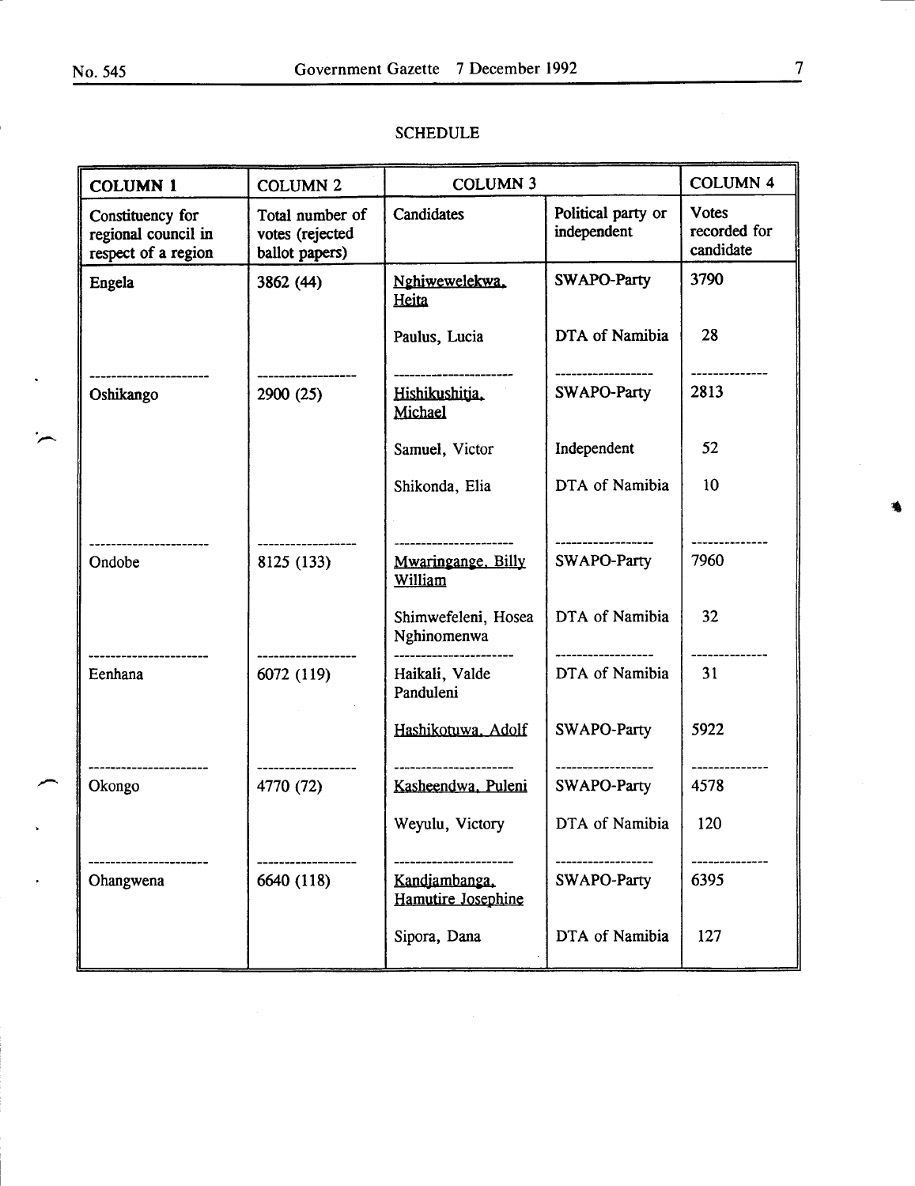SCHEDULE

| COLUMN 1 | COLUMN 2 | COLUMN 3 | | COLUMN 4 |
|---|---|---|---|---|
| Constituency for regional council in respect of a region | Total number of votes (rejected ballot papers) | Candidates | Political party or independent | Votes recorded for candidate |
| Engela | 3862 (44) | Nghiwewelekwa, Heita | SWAPO-Party | 3790 |
| | | Paulus, Lucia | DTA of Namibia | 28 |
| Oshikango | 2900 (25) | Hishikushitja, Michael | SWAPO-Party | 2813 |
| | | Samuel, Victor | Independent | 52 |
| | | Shikonda, Elia | DTA of Namibia | 10 |
| Ondobe | 8125 (133) | Mwaringange, Billy William | SWAPO-Party | 7960 |
| | | Shimwefeleni, Hosea Nghinomenwa | DTA of Namibia | 32 |
| Eenhana | 6072 (119) | Haikali, Valde Panduleni | DTA of Namibia | 31 |
| | | Hashikotuwa, Adolf | SWAPO-Party | 5922 |
| Okongo | 4770 (72) | Kasheendwa, Puleni | SWAPO-Party | 4578 |
| | | Weyulu, Victory | DTA of Namibia | 120 |
| Ohangwena | 6640 (118) | Kandjambanga, Hamutire Josephine | SWAPO-Party | 6395 |
| | | Sipora, Dana | DTA of Namibia | 127 |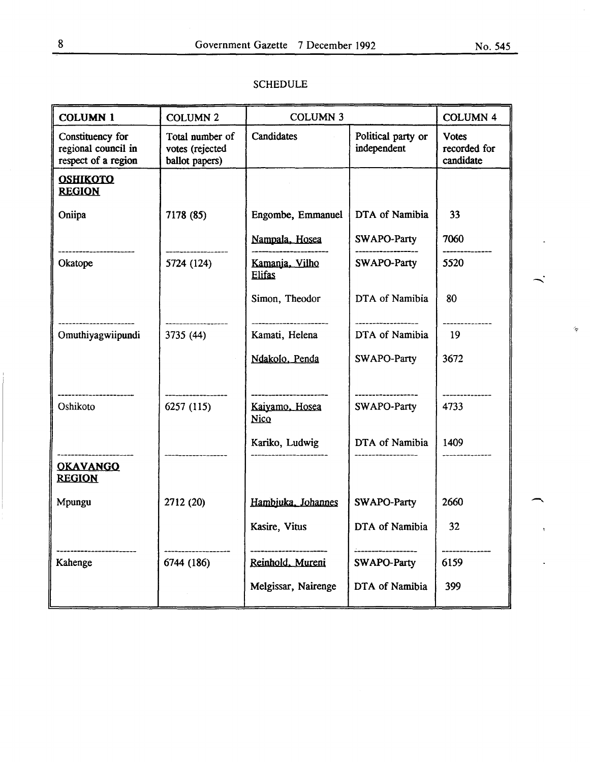SCHEDULE

| COLUMN 1 | COLUMN 2 | COLUMN 3 | | COLUMN 4 |
|---|---|---|---|---|
| Constituency for regional council in respect of a region | Total number of votes (rejected ballot papers) | Candidates | Political party or independent | Votes recorded for candidate |
| **OSHIKOTO REGION** | | | | |
| Oniipa | 7178 (85) | Engombe, Emmanuel | DTA of Namibia | 33 |
| | | Nampala, Hosea | SWAPO-Party | 7060 |
| Okatope | 5724 (124) | Kamanja, Vilho Elifas | SWAPO-Party | 5520 |
| | | Simon, Theodor | DTA of Namibia | 80 |
| Omuthiyagwiipundi | 3735 (44) | Kamati, Helena | DTA of Namibia | 19 |
| | | Ndakolo, Penda | SWAPO-Party | 3672 |
| Oshikoto | 6257 (115) | Kaiyamo, Hosea Nico | SWAPO-Party | 4733 |
| | | Kariko, Ludwig | DTA of Namibia | 1409 |
| **OKAVANGO REGION** | | | | |
| Mpungu | 2712 (20) | Hambjuka, Johannes | SWAPO-Party | 2660 |
| | | Kasire, Vitus | DTA of Namibia | 32 |
| Kahenge | 6744 (186) | Reinhold, Mureni | SWAPO-Party | 6159 |
| | | Melgissar, Nairenge | DTA of Namibia | 399 |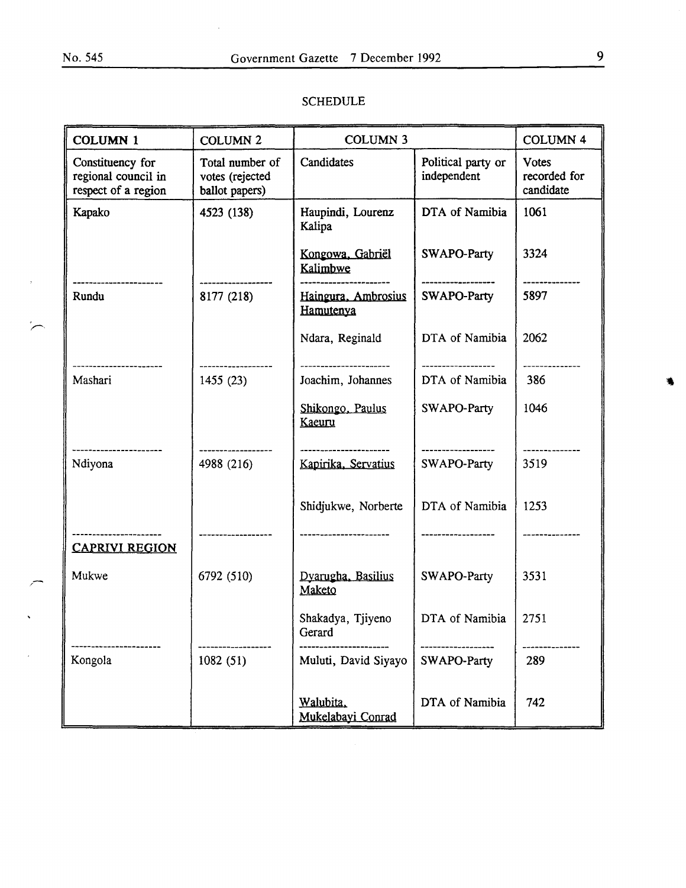SCHEDULE

| COLUMN 1 | COLUMN 2 | COLUMN 3 | | COLUMN 4 |
|---|---|---|---|---|
| Constituency for regional council in respect of a region | Total number of votes (rejected ballot papers) | Candidates | Political party or independent | Votes recorded for candidate |
| Kapako | 4523 (138) | Haupindi, Lourenz Kalipa | DTA of Namibia | 1061 |
| | | Kongowa, Gabriël Kalimbwe | SWAPO-Party | 3324 |
| Rundu | 8177 (218) | Haingura, Ambrosius Hamutenya | SWAPO-Party | 5897 |
| | | Ndara, Reginald | DTA of Namibia | 2062 |
| Mashari | 1455 (23) | Joachim, Johannes | DTA of Namibia | 386 |
| | | Shikongo, Paulus Kaeuru | SWAPO-Party | 1046 |
| Ndiyona | 4988 (216) | Kapirika, Servatius | SWAPO-Party | 3519 |
| | | Shidjukwe, Norberte | DTA of Namibia | 1253 |
| CAPRIVI REGION | | | | |
| Mukwe | 6792 (510) | Dyarugha, Basilius Maketo | SWAPO-Party | 3531 |
| | | Shakadya, Tjiyeno Gerard | DTA of Namibia | 2751 |
| Kongola | 1082 (51) | Muluti, David Siyayo | SWAPO-Party | 289 |
| | | Walubita, Mukelabayi Conrad | DTA of Namibia | 742 |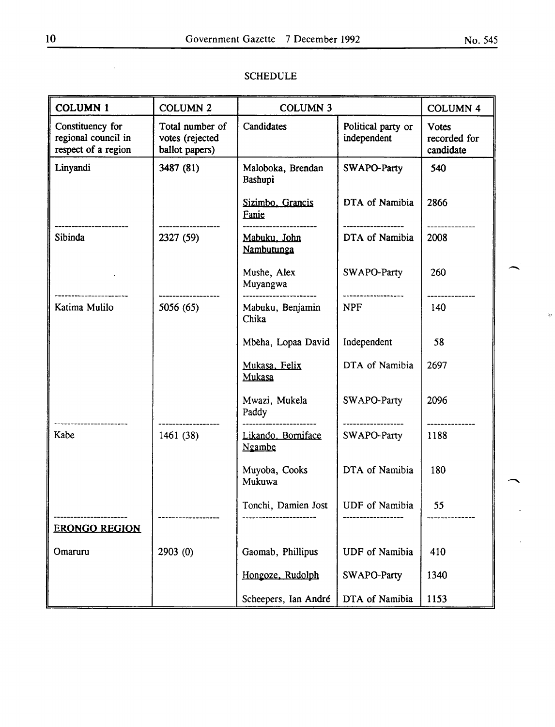SCHEDULE

| COLUMN 1 | COLUMN 2 | COLUMN 3 | | COLUMN 4 |
|---|---|---|---|---|
| Constituency for regional council in respect of a region | Total number of votes (rejected ballot papers) | Candidates | Political party or independent | Votes recorded for candidate |
| Linyandi | 3487 (81) | Maloboka, Brendan Bashupi | SWAPO-Party | 540 |
| | | Sizimbo, Grancis Fanie | DTA of Namibia | 2866 |
| Sibinda | 2327 (59) | Mabuku, John Nambutunga | DTA of Namibia | 2008 |
| | | Mushe, Alex Muyangwa | SWAPO-Party | 260 |
| Katima Mulilo | 5056 (65) | Mabuku, Benjamin Chika | NPF | 140 |
| | | Mbĕha, Lopaa David | Independent | 58 |
| | | Mukasa, Felix Mukasa | DTA of Namibia | 2697 |
| | | Mwazi, Mukela Paddy | SWAPO-Party | 2096 |
| Kabe | 1461 (38) | Likando, Borniface Ngambe | SWAPO-Party | 1188 |
| | | Muyoba, Cooks Mukuwa | DTA of Namibia | 180 |
| | | Tonchi, Damien Jost | UDF of Namibia | 55 |
| **ERONGO REGION** | | | | |
| Omaruru | 2903 (0) | Gaomab, Phillipus | UDF of Namibia | 410 |
| | | Hongoze, Rudolph | SWAPO-Party | 1340 |
| | | Scheepers, Ian André | DTA of Namibia | 1153 |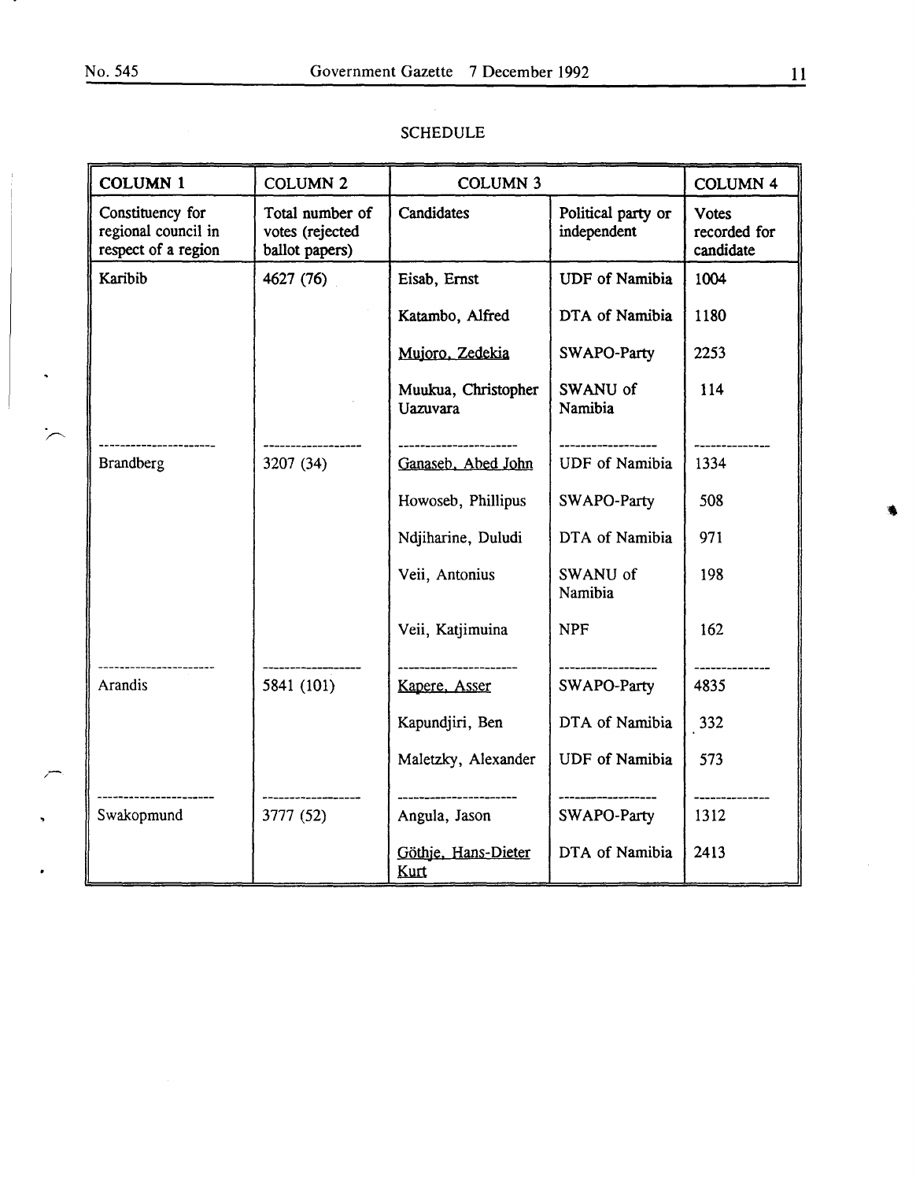SCHEDULE

| COLUMN 1 | COLUMN 2 | COLUMN 3 | | COLUMN 4 |
|---|---|---|---|---|
| Constituency for regional council in respect of a region | Total number of votes (rejected ballot papers) | Candidates | Political party or independent | Votes recorded for candidate |
| Karibib | 4627 (76) | Eisab, Ernst | UDF of Namibia | 1004 |
| | | Katambo, Alfred | DTA of Namibia | 1180 |
| | | <u>Mujoro, Zedekia</u> | SWAPO-Party | 2253 |
| | | Muukua, Christopher Uazuvara | SWANU of Namibia | 114 |
| Brandberg | 3207 (34) | <u>Ganaseb, Abed John</u> | UDF of Namibia | 1334 |
| | | Howoseb, Phillipus | SWAPO-Party | 508 |
| | | Ndjiharine, Duludi | DTA of Namibia | 971 |
| | | Veii, Antonius | SWANU of Namibia | 198 |
| | | Veii, Katjimuina | NPF | 162 |
| Arandis | 5841 (101) | <u>Kapere, Asser</u> | SWAPO-Party | 4835 |
| | | Kapundjiri, Ben | DTA of Namibia | 332 |
| | | Maletzky, Alexander | UDF of Namibia | 573 |
| Swakopmund | 3777 (52) | Angula, Jason | SWAPO-Party | 1312 |
| | | <u>Göthje, Hans-Dieter Kurt</u> | DTA of Namibia | 2413 |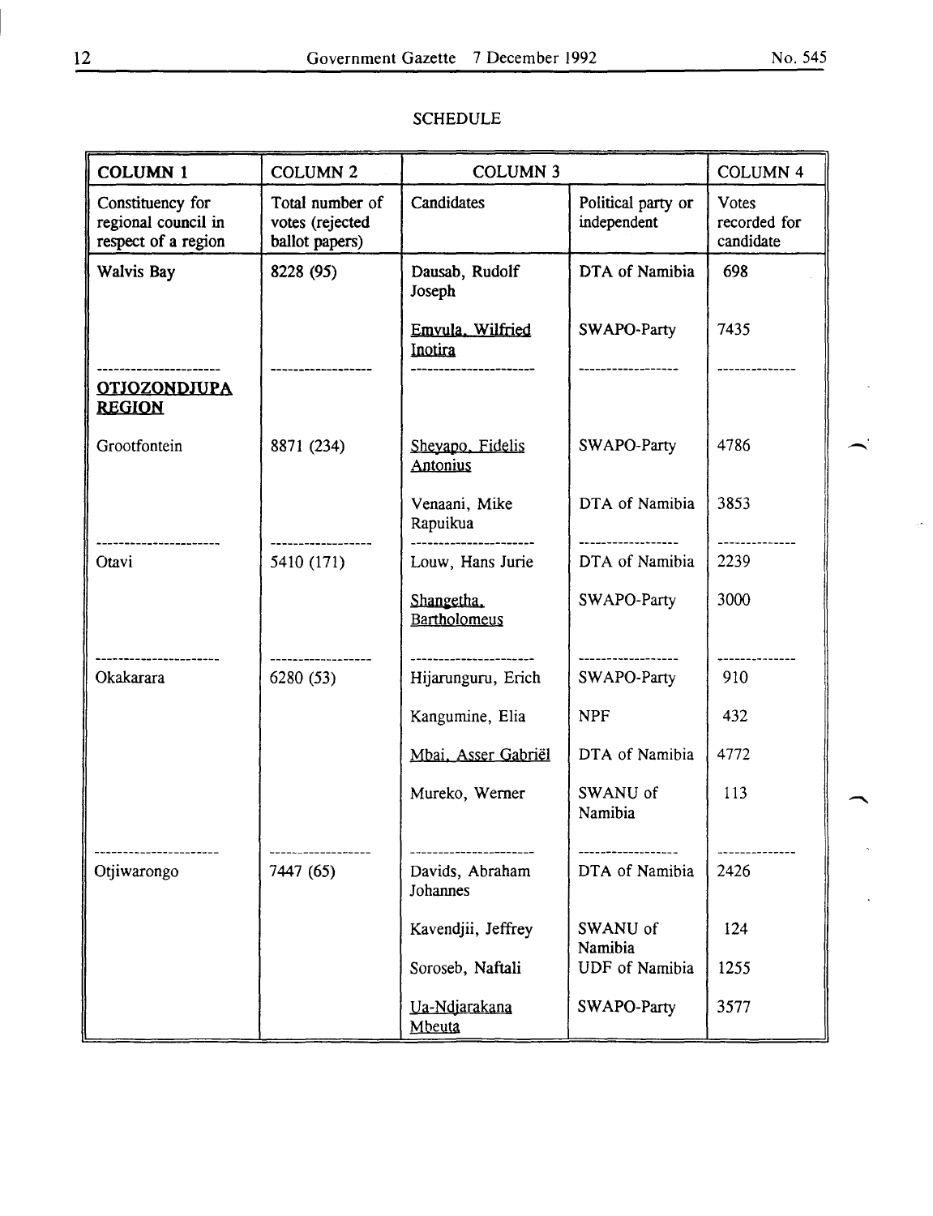## SCHEDULE

| COLUMN 1 | COLUMN 2 | COLUMN 3 | | COLUMN 4 |
|---|---|---|---|---|
| Constituency for regional council in respect of a region | Total number of votes (rejected ballot papers) | Candidates | Political party or independent | Votes recorded for candidate |
| Walvis Bay | 8228 (95) | Dausab, Rudolf Joseph | DTA of Namibia | 698 |
| | | Emvula, Wilfried Inotira | SWAPO-Party | 7435 |
| **OTJOZONDJUPA REGION** | | | | |
| Grootfontein | 8871 (234) | Sheyapo, Fidelis Antonius | SWAPO-Party | 4786 |
| | | Venaani, Mike Rapuikua | DTA of Namibia | 3853 |
| Otavi | 5410 (171) | Louw, Hans Jurie | DTA of Namibia | 2239 |
| | | Shangetha, Bartholomeus | SWAPO-Party | 3000 |
| Okakarara | 6280 (53) | Hijarunguru, Erich | SWAPO-Party | 910 |
| | | Kangumine, Elia | NPF | 432 |
| | | Mbai, Asser Gabriël | DTA of Namibia | 4772 |
| | | Mureko, Werner | SWANU of Namibia | 113 |
| Otjiwarongo | 7447 (65) | Davids, Abraham Johannes | DTA of Namibia | 2426 |
| | | Kavendjii, Jeffrey | SWANU of Namibia | 124 |
| | | Soroseb, Naftali | UDF of Namibia | 1255 |
| | | Ua-Ndjarakana Mbeuta | SWAPO-Party | 3577 |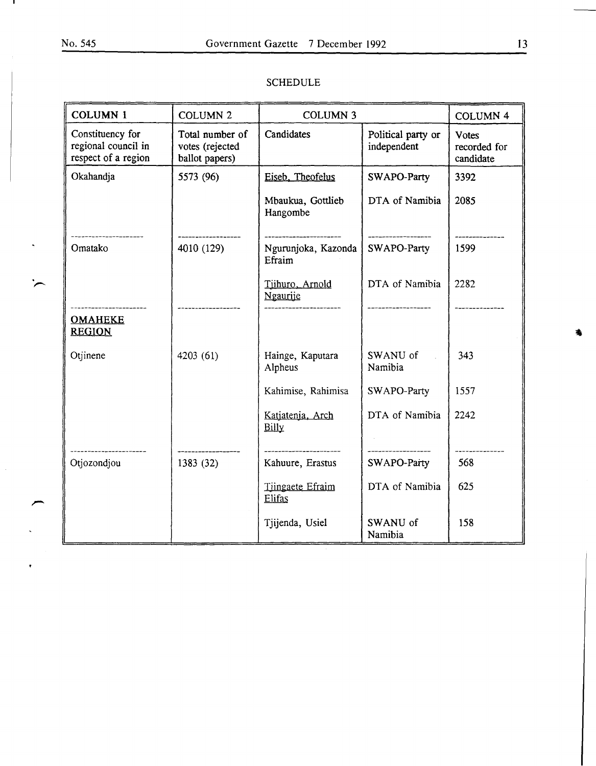SCHEDULE

| COLUMN 1 | COLUMN 2 | COLUMN 3 | | COLUMN 4 |
|---|---|---|---|---|
| Constituency for regional council in respect of a region | Total number of votes (rejected ballot papers) | Candidates | Political party or independent | Votes recorded for candidate |
| Okahandja | 5573 (96) | Eiseb, Theofelus | SWAPO-Party | 3392 |
| | | Mbaukua, Gottlieb Hangombe | DTA of Namibia | 2085 |
| Omatako | 4010 (129) | Ngurunjoka, Kazonda Efraim | SWAPO-Party | 1599 |
| | | Tjihuro, Arnold Ngaurije | DTA of Namibia | 2282 |
| **OMAHEKE REGION** | | | | |
| Otjinene | 4203 (61) | Hainge, Kaputara Alpheus | SWANU of Namibia | 343 |
| | | Kahimise, Rahimisa | SWAPO-Party | 1557 |
| | | Katjatenja, Arch Billy | DTA of Namibia | 2242 |
| Otjozondjou | 1383 (32) | Kahuure, Erastus | SWAPO-Party | 568 |
| | | Tjingaete Efraim Elifas | DTA of Namibia | 625 |
| | | Tjijenda, Usiel | SWANU of Namibia | 158 |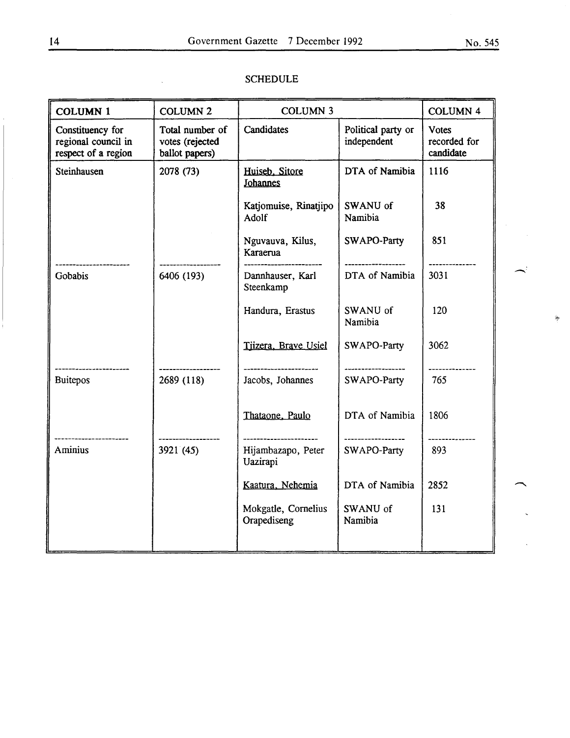SCHEDULE

| COLUMN 1 | COLUMN 2 | COLUMN 3 | | COLUMN 4 |
|---|---|---|---|---|
| Constituency for regional council in respect of a region | Total number of votes (rejected ballot papers) | Candidates | Political party or independent | Votes recorded for candidate |
| Steinhausen | 2078 (73) | Huiseb, Sitore Johannes | DTA of Namibia | 1116 |
| | | Katjomuise, Rinatjipo Adolf | SWANU of Namibia | 38 |
| | | Nguvauva, Kilus, Karaerua | SWAPO-Party | 851 |
| Gobabis | 6406 (193) | Dannhauser, Karl Steenkamp | DTA of Namibia | 3031 |
| | | Handura, Erastus | SWANU of Namibia | 120 |
| | | Tjizera, Brave Usiel | SWAPO-Party | 3062 |
| Buitepos | 2689 (118) | Jacobs, Johannes | SWAPO-Party | 765 |
| | | Thataone, Paulo | DTA of Namibia | 1806 |
| Aminius | 3921 (45) | Hijambazapo, Peter Uazirapi | SWAPO-Party | 893 |
| | | Kaatura, Nehemia | DTA of Namibia | 2852 |
| | | Mokgatle, Cornelius Orapediseng | SWANU of Namibia | 131 |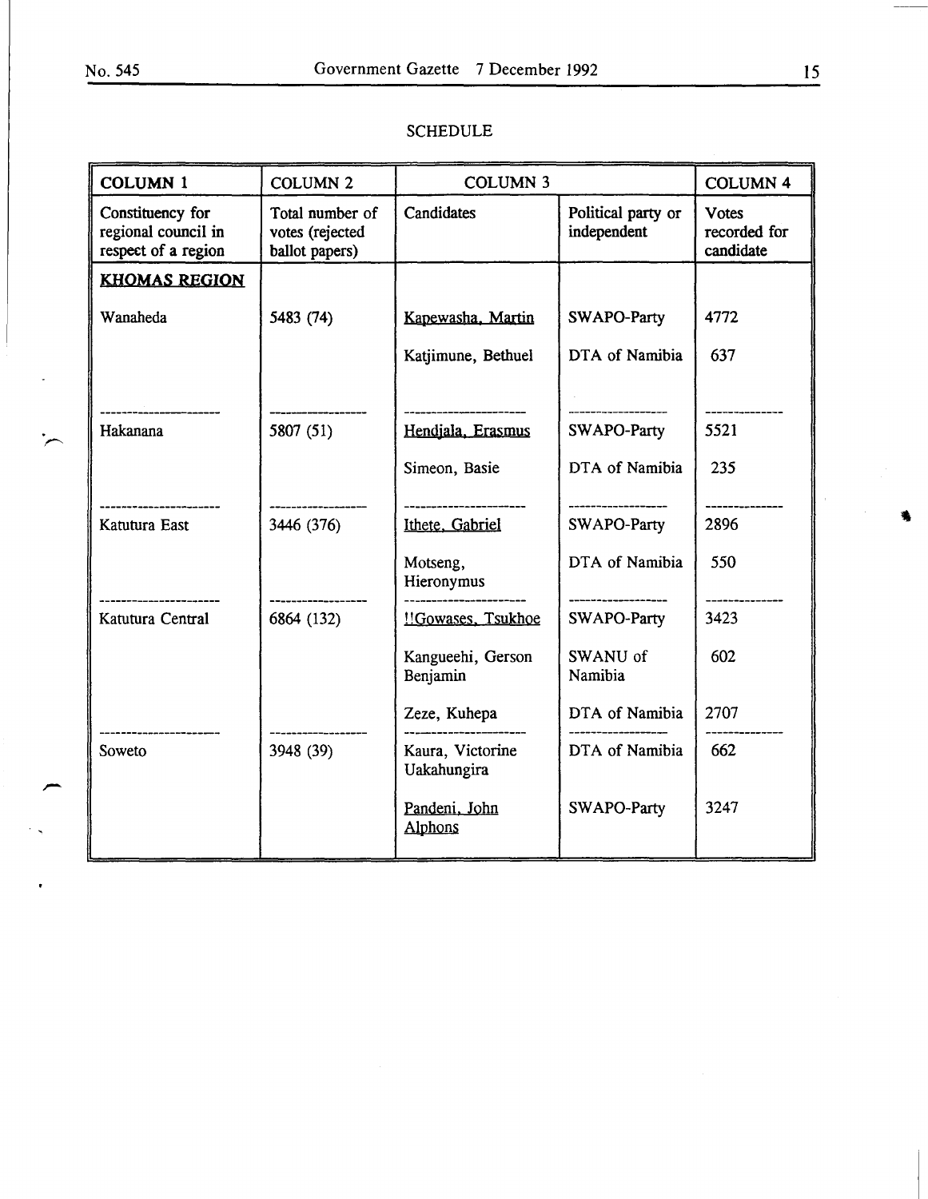SCHEDULE

| COLUMN 1 | COLUMN 2 | COLUMN 3 | | COLUMN 4 |
|---|---|---|---|---|
| Constituency for regional council in respect of a region | Total number of votes (rejected ballot papers) | Candidates | Political party or independent | Votes recorded for candidate |
| **KHOMAS REGION** | | | | |
| Wanaheda | 5483 (74) | Kapewasha, Martin | SWAPO-Party | 4772 |
| | | Katjimune, Bethuel | DTA of Namibia | 637 |
| Hakanana | 5807 (51) | Hendjala, Erasmus | SWAPO-Party | 5521 |
| | | Simeon, Basie | DTA of Namibia | 235 |
| Katutura East | 3446 (376) | Ithete, Gabriel | SWAPO-Party | 2896 |
| | | Motseng, Hieronymus | DTA of Namibia | 550 |
| Katutura Central | 6864 (132) | !!Gowases, Tsukhoe | SWAPO-Party | 3423 |
| | | Kangueehi, Gerson Benjamin | SWANU of Namibia | 602 |
| | | Zeze, Kuhepa | DTA of Namibia | 2707 |
| Soweto | 3948 (39) | Kaura, Victorine Uakahungira | DTA of Namibia | 662 |
| | | Pandeni, John Alphons | SWAPO-Party | 3247 |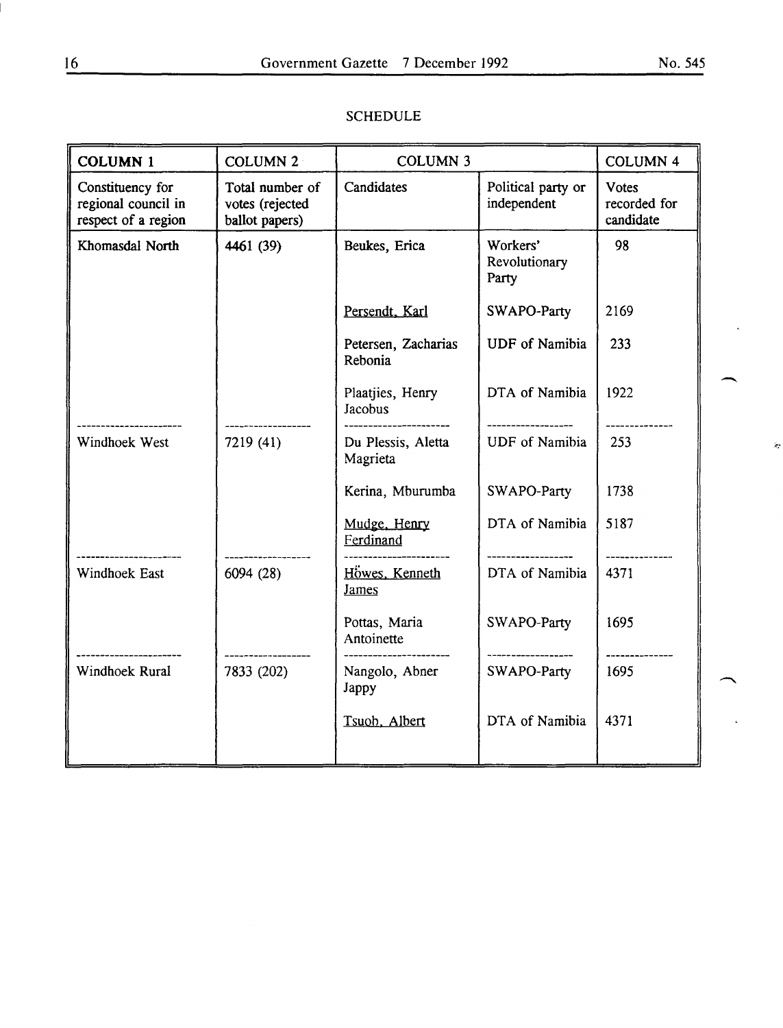SCHEDULE

| COLUMN 1 | COLUMN 2 | COLUMN 3 | | COLUMN 4 |
|---|---|---|---|---|
| Constituency for regional council in respect of a region | Total number of votes (rejected ballot papers) | Candidates | Political party or independent | Votes recorded for candidate |
| Khomasdal North | 4461 (39) | Beukes, Erica | Workers' Revolutionary Party | 98 |
| | | Persendt, Karl | SWAPO-Party | 2169 |
| | | Petersen, Zacharias Rebonia | UDF of Namibia | 233 |
| | | Plaatjies, Henry Jacobus | DTA of Namibia | 1922 |
| Windhoek West | 7219 (41) | Du Plessis, Aletta Magrieta | UDF of Namibia | 253 |
| | | Kerina, Mburumba | SWAPO-Party | 1738 |
| | | Mudge, Henry Ferdinand | DTA of Namibia | 5187 |
| Windhoek East | 6094 (28) | Höwes, Kenneth James | DTA of Namibia | 4371 |
| | | Pottas, Maria Antoinette | SWAPO-Party | 1695 |
| Windhoek Rural | 7833 (202) | Nangolo, Abner Jappy | SWAPO-Party | 1695 |
| | | Tsuob, Albert | DTA of Namibia | 4371 |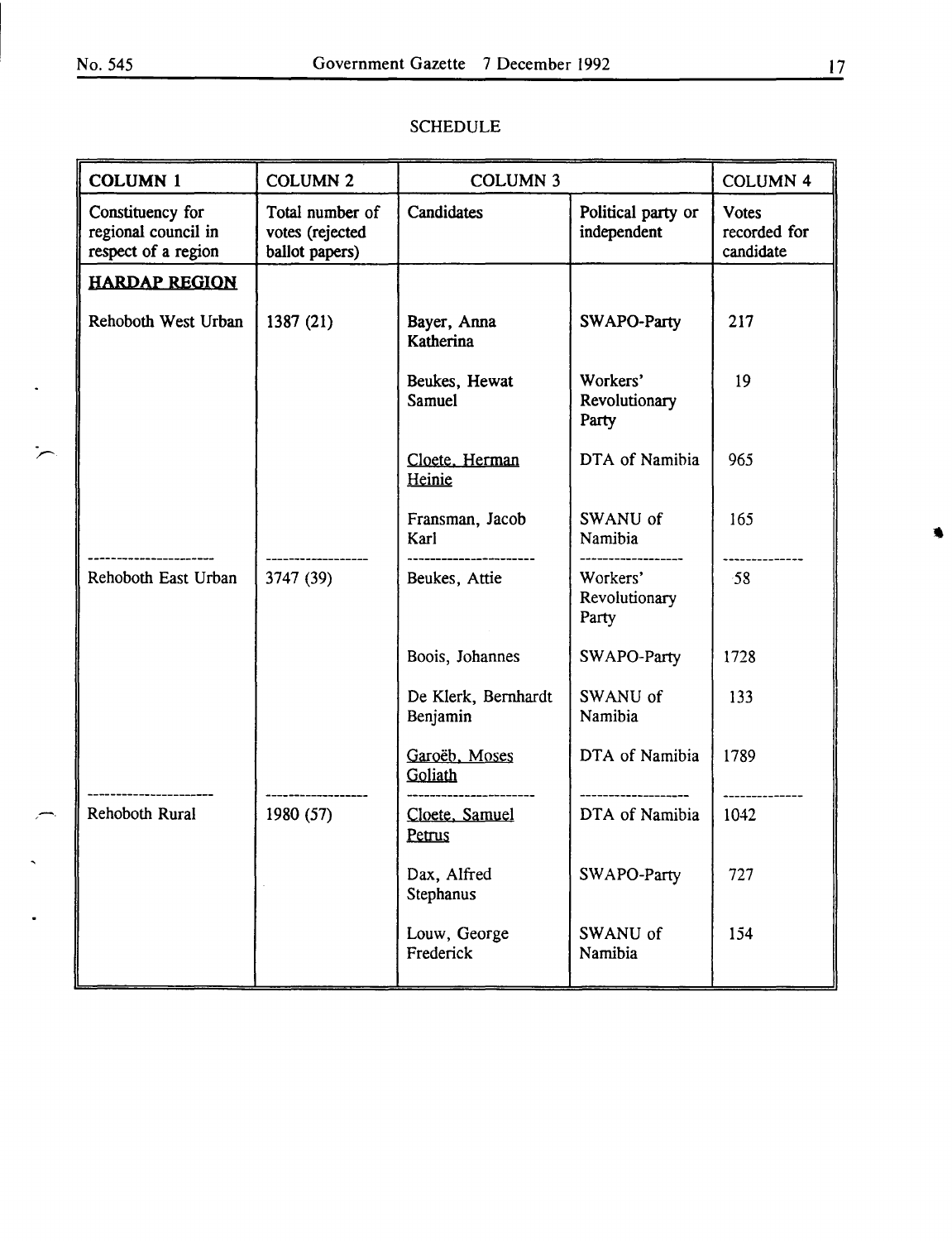SCHEDULE

| COLUMN 1 | COLUMN 2 | COLUMN 3 | | COLUMN 4 |
|---|---|---|---|---|
| Constituency for regional council in respect of a region | Total number of votes (rejected ballot papers) | Candidates | Political party or independent | Votes recorded for candidate |
| **HARDAP REGION** | | | | |
| Rehoboth West Urban | 1387 (21) | Bayer, Anna Katherina | SWAPO-Party | 217 |
| | | Beukes, Hewat Samuel | Workers' Revolutionary Party | 19 |
| | | Cloete, Herman Heinie | DTA of Namibia | 965 |
| | | Fransman, Jacob Karl | SWANU of Namibia | 165 |
| Rehoboth East Urban | 3747 (39) | Beukes, Attie | Workers' Revolutionary Party | 58 |
| | | Boois, Johannes | SWAPO-Party | 1728 |
| | | De Klerk, Bernhardt Benjamin | SWANU of Namibia | 133 |
| | | Garoëb, Moses Goliath | DTA of Namibia | 1789 |
| Rehoboth Rural | 1980 (57) | Cloete, Samuel Petrus | DTA of Namibia | 1042 |
| | | Dax, Alfred Stephanus | SWAPO-Party | 727 |
| | | Louw, George Frederick | SWANU of Namibia | 154 |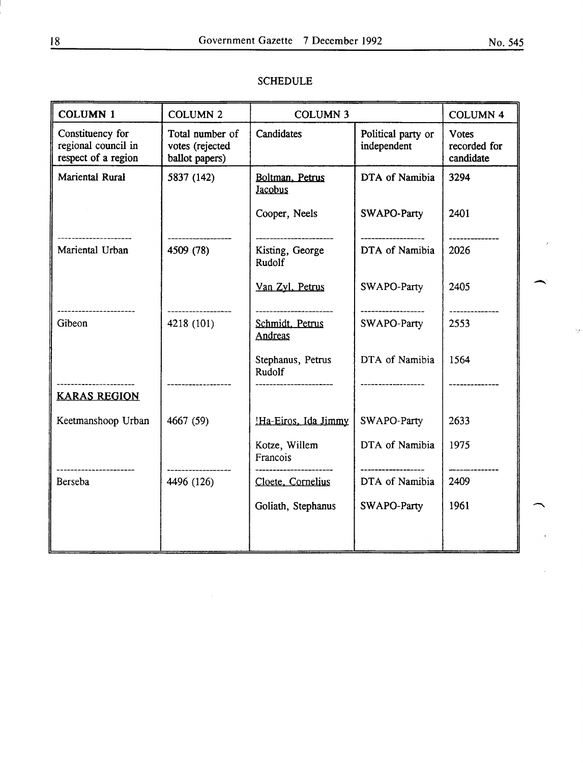SCHEDULE

| COLUMN 1 | COLUMN 2 | COLUMN 3 | | COLUMN 4 |
|---|---|---|---|---|
| Constituency for regional council in respect of a region | Total number of votes (rejected ballot papers) | Candidates | Political party or independent | Votes recorded for candidate |
| Mariental Rural | 5837 (142) | <u>Boltman, Petrus Jacobus</u> | DTA of Namibia | 3294 |
| | | Cooper, Neels | SWAPO-Party | 2401 |
| Mariental Urban | 4509 (78) | Kisting, George Rudolf | DTA of Namibia | 2026 |
| | | <u>Van Zyl, Petrus</u> | SWAPO-Party | 2405 |
| Gibeon | 4218 (101) | <u>Schmidt, Petrus Andreas</u> | SWAPO-Party | 2553 |
| | | Stephanus, Petrus Rudolf | DTA of Namibia | 1564 |
| <u>KARAS REGION</u> | | | | |
| Keetmanshoop Urban | 4667 (59) | <u>!Ha-Eiros, Ida Jimmy</u> | SWAPO-Party | 2633 |
| | | Kotze, Willem Francois | DTA of Namibia | 1975 |
| Berseba | 4496 (126) | <u>Cloete, Cornelius</u> | DTA of Namibia | 2409 |
| | | Goliath, Stephanus | SWAPO-Party | 1961 |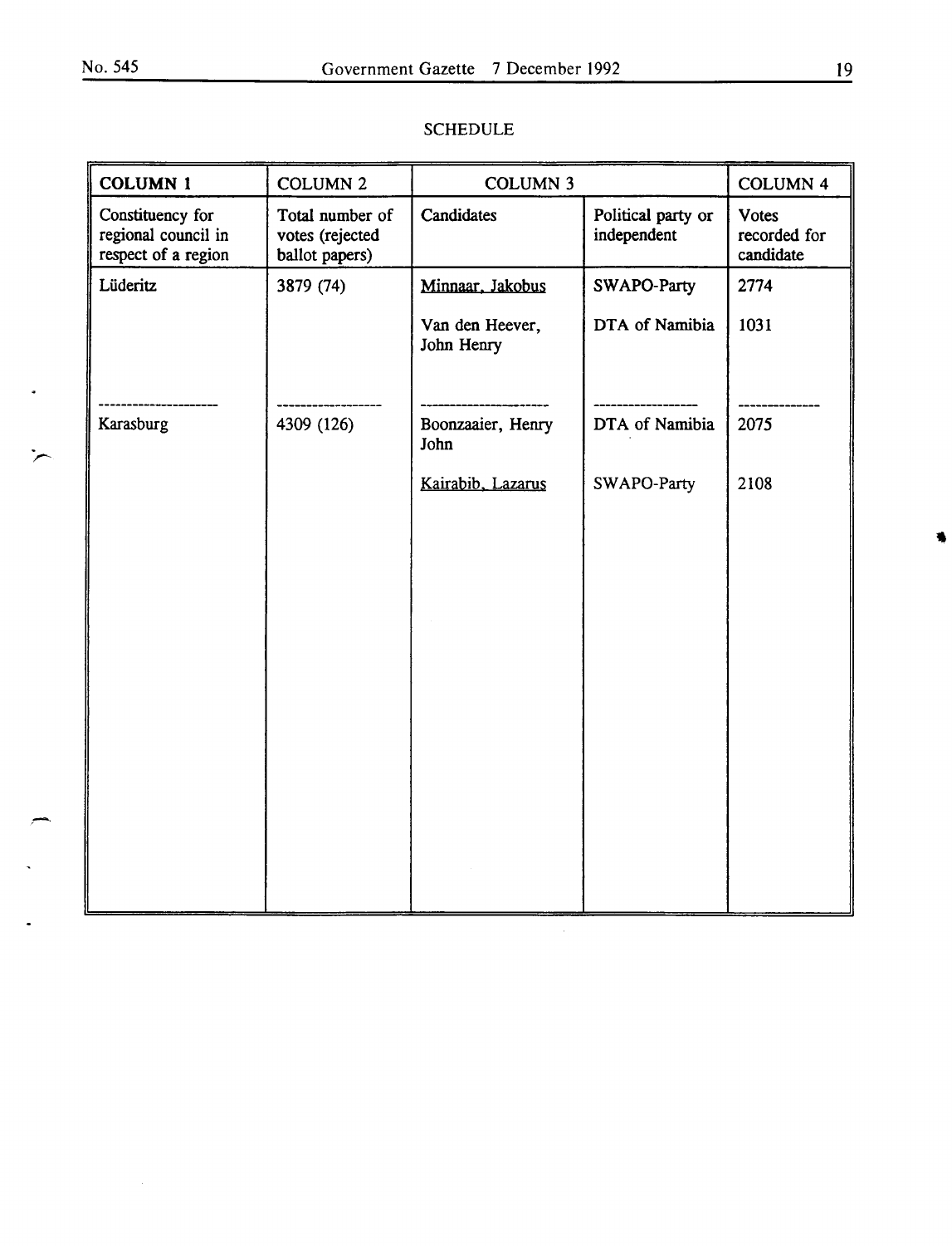SCHEDULE

| COLUMN 1 | COLUMN 2 | COLUMN 3 | | COLUMN 4 |
|---|---|---|---|---|
| Constituency for regional council in respect of a region | Total number of votes (rejected ballot papers) | Candidates | Political party or independent | Votes recorded for candidate |
| Lüderitz | 3879 (74) | Minnaar, Jakobus | SWAPO-Party | 2774 |
| | | Van den Heever, John Henry | DTA of Namibia | 1031 |
| Karasburg | 4309 (126) | Boonzaaier, Henry John | DTA of Namibia | 2075 |
| | | Kairabib, Lazarus | SWAPO-Party | 2108 |